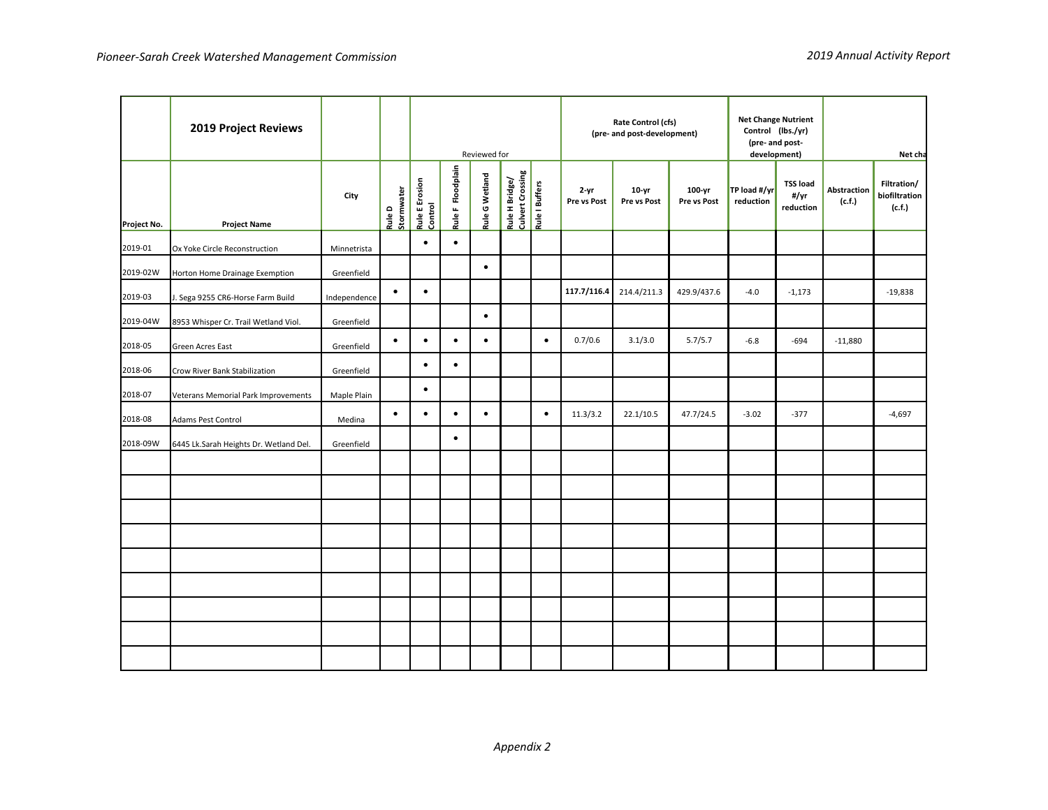| | 2019 Project Reviews | | | Reviewed for | | | | | Rate Control (cfs) (pre- and post-development) | | | Net Change Nutrient Control (lbs./yr) (pre- and post-development) | | Net cha | |
|---|---|---|---|---|---|---|---|---|---|---|---|---|---|---|---|
| Project No. | Project Name | City | Rule D Stormwater | Rule E Erosion Control | Rule F Floodplain | Rule G Wetland | Rule H Bridge/ Culvert Crossing | Rule I Buffers | 2-yr Pre vs Post | 10-yr Pre vs Post | 100-yr Pre vs Post | TP load #/yr reduction | TSS load #/yr reduction | Abstraction (c.f.) | Filtration/ biofiltration (c.f.) |
| 2019-01 | Ox Yoke Circle Reconstruction | Minnetrista | | • | • | | | | | | | | | | |
| 2019-02W | Horton Home Drainage Exemption | Greenfield | | | | • | | | | | | | | | |
| 2019-03 | J. Sega 9255 CR6-Horse Farm Build | Independence | • | • | | | | | **117.7/116.4** | 214.4/211.3 | 429.9/437.6 | -4.0 | -1,173 | | -19,838 |
| 2019-04W | 8953 Whisper Cr. Trail Wetland Viol. | Greenfield | | | | • | | | | | | | | | |
| 2018-05 | Green Acres East | Greenfield | • | • | • | • | | • | 0.7/0.6 | 3.1/3.0 | 5.7/5.7 | -6.8 | -694 | -11,880 | |
| 2018-06 | Crow River Bank Stabilization | Greenfield | | • | • | | | | | | | | | | |
| 2018-07 | Veterans Memorial Park Improvements | Maple Plain | | • | | | | | | | | | | | |
| 2018-08 | Adams Pest Control | Medina | • | • | • | • | | • | 11.3/3.2 | 22.1/10.5 | 47.7/24.5 | -3.02 | -377 | | -4,697 |
| 2018-09W | 6445 Lk.Sarah Heights Dr. Wetland Del. | Greenfield | | | • | | | | | | | | | | |
| | | | | | | | | | | | | | | | |
| | | | | | | | | | | | | | | | |
| | | | | | | | | | | | | | | | |
| | | | | | | | | | | | | | | | |
| | | | | | | | | | | | | | | | |
| | | | | | | | | | | | | | | | |
| | | | | | | | | | | | | | | | |
| | | | | | | | | | | | | | | | |
| | | | | | | | | | | | | | | | |

*Appendix 2*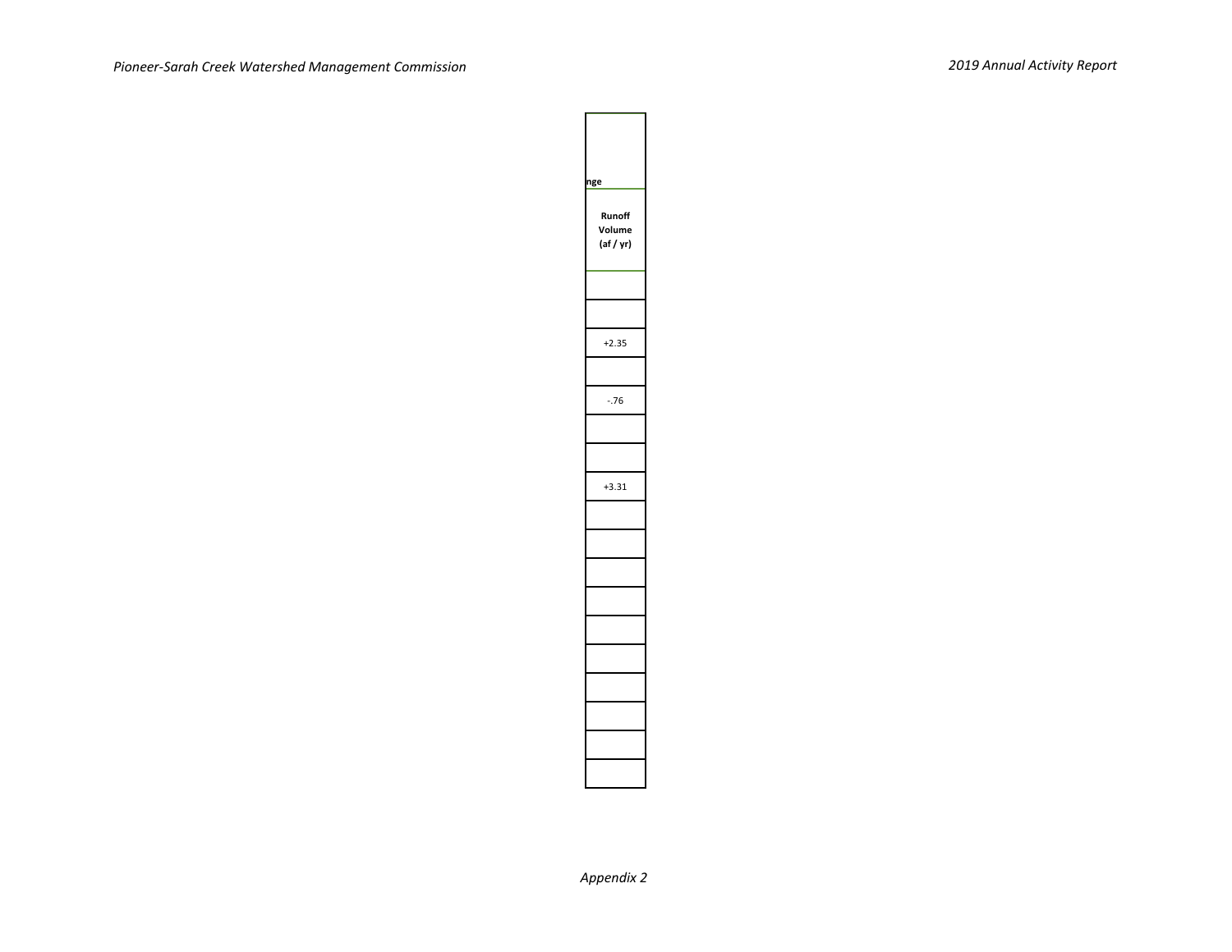| nge |
|---|
| Runoff Volume (af / yr) |
| |
| |
| +2.35 |
| |
| -.76 |
| |
| |
| +3.31 |
| |
| |
| |
| |
| |
| |
| |
| |
| |
| |

Appendix 2